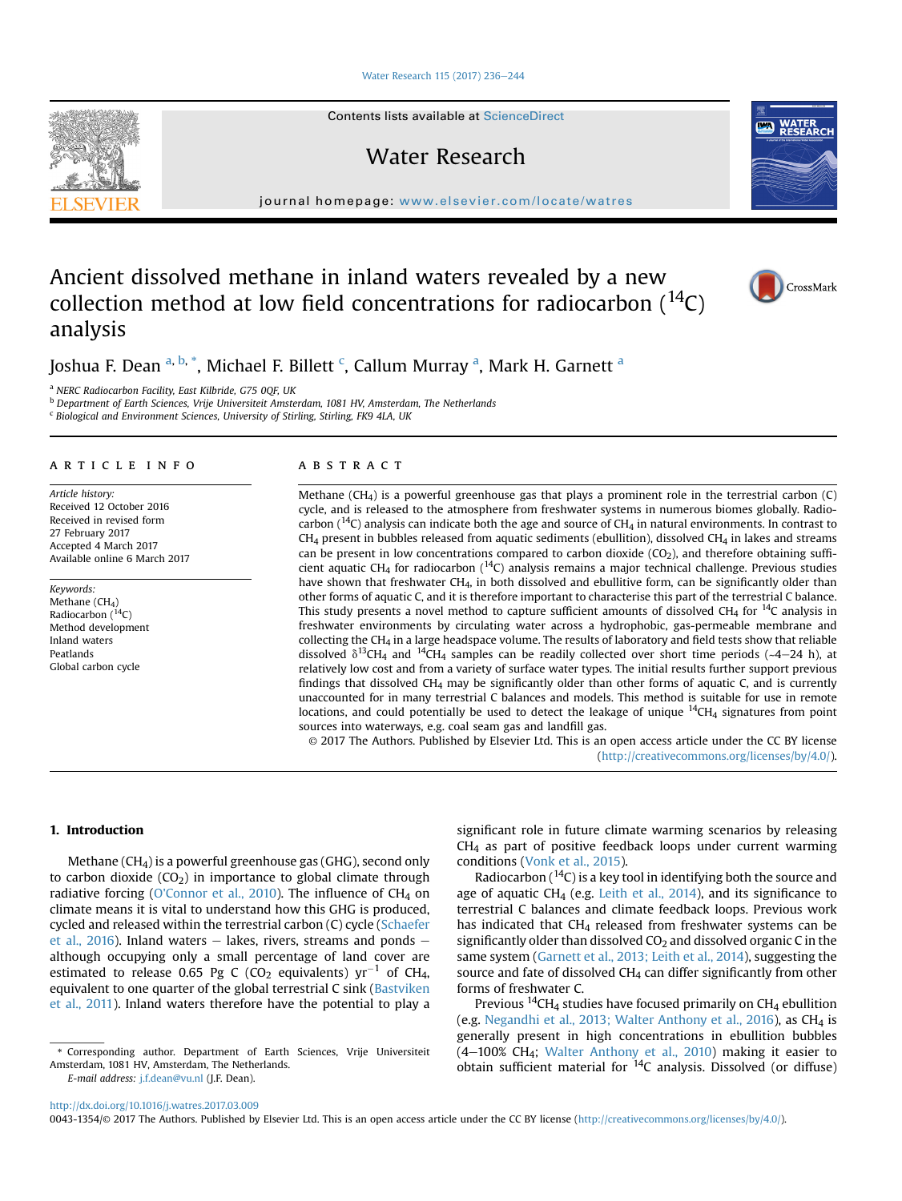# Ancient dissolved methane in inland waters revealed by a new collection method at low field concentrations for radiocarbon ($^{14}C$) analysis

Joshua F. Dean [a, b, *], Michael F. Billett [c], Callum Murray [a], Mark H. Garnett [a]

[a] NERC Radiocarbon Facility, East Kilbride, G75 0QF, UK
[b] Department of Earth Sciences, Vrije Universiteit Amsterdam, 1081 HV, Amsterdam, The Netherlands
[c] Biological and Environment Sciences, University of Stirling, Stirling, FK9 4LA, UK

## ARTICLE INFO

*Article history:*
Received 12 October 2016
Received in revised form 27 February 2017
Accepted 4 March 2017
Available online 6 March 2017

*Keywords:*
Methane ($CH_4$)
Radiocarbon ($^{14}C$)
Method development
Inland waters
Peatlands
Global carbon cycle

## ABSTRACT

Methane ($CH_4$) is a powerful greenhouse gas that plays a prominent role in the terrestrial carbon (C) cycle, and is released to the atmosphere from freshwater systems in numerous biomes globally. Radiocarbon ($^{14}C$) analysis can indicate both the age and source of $CH_4$ in natural environments. In contrast to $CH_4$ present in bubbles released from aquatic sediments (ebullition), dissolved $CH_4$ in lakes and streams can be present in low concentrations compared to carbon dioxide ($CO_2$), and therefore obtaining sufficient aquatic $CH_4$ for radiocarbon ($^{14}C$) analysis remains a major technical challenge. Previous studies have shown that freshwater $CH_4$, in both dissolved and ebullitive form, can be significantly older than other forms of aquatic C, and it is therefore important to characterise this part of the terrestrial C balance. This study presents a novel method to capture sufficient amounts of dissolved $CH_4$ for $^{14}C$ analysis in freshwater environments by circulating water across a hydrophobic, gas-permeable membrane and collecting the $CH_4$ in a large headspace volume. The results of laboratory and field tests show that reliable dissolved $\delta^{13}CH_4$ and $^{14}CH_4$ samples can be readily collected over short time periods (~4–24 h), at relatively low cost and from a variety of surface water types. The initial results further support previous findings that dissolved $CH_4$ may be significantly older than other forms of aquatic C, and is currently unaccounted for in many terrestrial C balances and models. This method is suitable for use in remote locations, and could potentially be used to detect the leakage of unique $^{14}CH_4$ signatures from point sources into waterways, e.g. coal seam gas and landfill gas.

© 2017 The Authors. Published by Elsevier Ltd. This is an open access article under the CC BY license (http://creativecommons.org/licenses/by/4.0/).

## 1. Introduction

Methane ($CH_4$) is a powerful greenhouse gas (GHG), second only to carbon dioxide ($CO_2$) in importance to global climate through radiative forcing (O'Connor et al., 2010). The influence of $CH_4$ on climate means it is vital to understand how this GHG is produced, cycled and released within the terrestrial carbon (C) cycle (Schaefer et al., 2016). Inland waters – lakes, rivers, streams and ponds – although occupying only a small percentage of land cover are estimated to release 0.65 Pg C ($CO_2$ equivalents) $yr^{-1}$ of $CH_4$, equivalent to one quarter of the global terrestrial C sink (Bastviken et al., 2011). Inland waters therefore have the potential to play a significant role in future climate warming scenarios by releasing $CH_4$ as part of positive feedback loops under current warming conditions (Vonk et al., 2015).

Radiocarbon ($^{14}C$) is a key tool in identifying both the source and age of aquatic $CH_4$ (e.g. Leith et al., 2014), and its significance to terrestrial C balances and climate feedback loops. Previous work has indicated that $CH_4$ released from freshwater systems can be significantly older than dissolved $CO_2$ and dissolved organic C in the same system (Garnett et al., 2013; Leith et al., 2014), suggesting the source and fate of dissolved $CH_4$ can differ significantly from other forms of freshwater C.

Previous $^{14}CH_4$ studies have focused primarily on $CH_4$ ebullition (e.g. Negandhi et al., 2013; Walter Anthony et al., 2016), as $CH_4$ is generally present in high concentrations in ebullition bubbles (4–100% $CH_4$; Walter Anthony et al., 2010) making it easier to obtain sufficient material for $^{14}C$ analysis. Dissolved (or diffuse)

\* Corresponding author. Department of Earth Sciences, Vrije Universiteit Amsterdam, 1081 HV, Amsterdam, The Netherlands.
E-mail address: j.f.dean@vu.nl (J.F. Dean).

http://dx.doi.org/10.1016/j.watres.2017.03.009
0043-1354/© 2017 The Authors. Published by Elsevier Ltd. This is an open access article under the CC BY license (http://creativecommons.org/licenses/by/4.0/).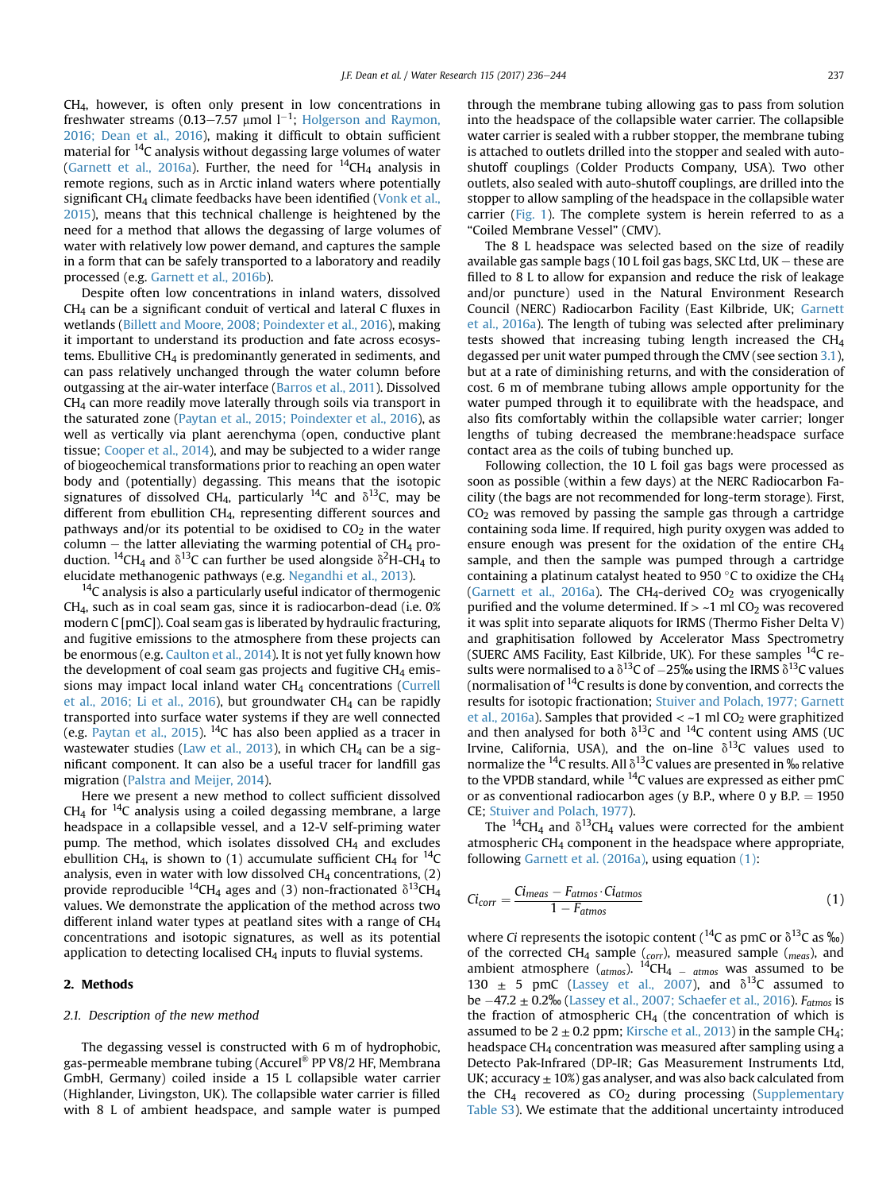$CH_4$, however, is often only present in low concentrations in freshwater streams (0.13–7.57 μmol $l^{-1}$; Holgerson and Raymon, 2016; Dean et al., 2016), making it difficult to obtain sufficient material for $^{14}C$ analysis without degassing large volumes of water (Garnett et al., 2016a). Further, the need for $^{14}CH_4$ analysis in remote regions, such as in Arctic inland waters where potentially significant $CH_4$ climate feedbacks have been identified (Vonk et al., 2015), means that this technical challenge is heightened by the need for a method that allows the degassing of large volumes of water with relatively low power demand, and captures the sample in a form that can be safely transported to a laboratory and readily processed (e.g. Garnett et al., 2016b).

Despite often low concentrations in inland waters, dissolved $CH_4$ can be a significant conduit of vertical and lateral C fluxes in wetlands (Billett and Moore, 2008; Poindexter et al., 2016), making it important to understand its production and fate across ecosystems. Ebullitive $CH_4$ is predominantly generated in sediments, and can pass relatively unchanged through the water column before outgassing at the air-water interface (Barros et al., 2011). Dissolved $CH_4$ can more readily move laterally through soils via transport in the saturated zone (Paytan et al., 2015; Poindexter et al., 2016), as well as vertically via plant aerenchyma (open, conductive plant tissue; Cooper et al., 2014), and may be subjected to a wider range of biogeochemical transformations prior to reaching an open water body and (potentially) degassing. This means that the isotopic signatures of dissolved $CH_4$, particularly $^{14}C$ and $\delta^{13}C$, may be different from ebullition $CH_4$, representing different sources and pathways and/or its potential to be oxidised to $CO_2$ in the water column – the latter alleviating the warming potential of $CH_4$ production. $^{14}CH_4$ and $\delta^{13}C$ can further be used alongside $\delta^2H$-$CH_4$ to elucidate methanogenic pathways (e.g. Negandhi et al., 2013).

$^{14}C$ analysis is also a particularly useful indicator of thermogenic $CH_4$, such as in coal seam gas, since it is radiocarbon-dead (i.e. 0% modern C [pmC]). Coal seam gas is liberated by hydraulic fracturing, and fugitive emissions to the atmosphere from these projects can be enormous (e.g. Caulton et al., 2014). It is not yet fully known how the development of coal seam gas projects and fugitive $CH_4$ emissions may impact local inland water $CH_4$ concentrations (Currell et al., 2016; Li et al., 2016), but groundwater $CH_4$ can be rapidly transported into surface water systems if they are well connected (e.g. Paytan et al., 2015). $^{14}C$ has also been applied as a tracer in wastewater studies (Law et al., 2013), in which $CH_4$ can be a significant component. It can also be a useful tracer for landfill gas migration (Palstra and Meijer, 2014).

Here we present a new method to collect sufficient dissolved $CH_4$ for $^{14}C$ analysis using a coiled degassing membrane, a large headspace in a collapsible vessel, and a 12-V self-priming water pump. The method, which isolates dissolved $CH_4$ and excludes ebullition $CH_4$, is shown to (1) accumulate sufficient $CH_4$ for $^{14}C$ analysis, even in water with low dissolved $CH_4$ concentrations, (2) provide reproducible $^{14}CH_4$ ages and (3) non-fractionated $\delta^{13}CH_4$ values. We demonstrate the application of the method across two different inland water types at peatland sites with a range of $CH_4$ concentrations and isotopic signatures, as well as its potential application to detecting localised $CH_4$ inputs to fluvial systems.

## 2. Methods

### 2.1. Description of the new method

The degassing vessel is constructed with 6 m of hydrophobic, gas-permeable membrane tubing (Accurel® PP V8/2 HF, Membrana GmbH, Germany) coiled inside a 15 L collapsible water carrier (Highlander, Livingston, UK). The collapsible water carrier is filled with 8 L of ambient headspace, and sample water is pumped through the membrane tubing allowing gas to pass from solution into the headspace of the collapsible water carrier. The collapsible water carrier is sealed with a rubber stopper, the membrane tubing is attached to outlets drilled into the stopper and sealed with auto-shutoff couplings (Colder Products Company, USA). Two other outlets, also sealed with auto-shutoff couplings, are drilled into the stopper to allow sampling of the headspace in the collapsible water carrier (Fig. 1). The complete system is herein referred to as a "Coiled Membrane Vessel" (CMV).

The 8 L headspace was selected based on the size of readily available gas sample bags (10 L foil gas bags, SKC Ltd, UK – these are filled to 8 L to allow for expansion and reduce the risk of leakage and/or puncture) used in the Natural Environment Research Council (NERC) Radiocarbon Facility (East Kilbride, UK; Garnett et al., 2016a). The length of tubing was selected after preliminary tests showed that increasing tubing length increased the $CH_4$ degassed per unit water pumped through the CMV (see section 3.1), but at a rate of diminishing returns, and with the consideration of cost. 6 m of membrane tubing allows ample opportunity for the water pumped through it to equilibrate with the headspace, and also fits comfortably within the collapsible water carrier; longer lengths of tubing decreased the membrane:headspace surface contact area as the coils of tubing bunched up.

Following collection, the 10 L foil gas bags were processed as soon as possible (within a few days) at the NERC Radiocarbon Facility (the bags are not recommended for long-term storage). First, $CO_2$ was removed by passing the sample gas through a cartridge containing soda lime. If required, high purity oxygen was added to ensure enough was present for the oxidation of the entire $CH_4$ sample, and then the sample was pumped through a cartridge containing a platinum catalyst heated to 950 °C to oxidize the $CH_4$ (Garnett et al., 2016a). The $CH_4$-derived $CO_2$ was cryogenically purified and the volume determined. If > ~1 ml $CO_2$ was recovered it was split into separate aliquots for IRMS (Thermo Fisher Delta V) and graphitisation followed by Accelerator Mass Spectrometry (SUERC AMS Facility, East Kilbride, UK). For these samples $^{14}C$ results were normalised to a $\delta^{13}C$ of −25‰ using the IRMS $\delta^{13}C$ values (normalisation of $^{14}C$ results is done by convention, and corrects the results for isotopic fractionation; Stuiver and Polach, 1977; Garnett et al., 2016a). Samples that provided < ~1 ml $CO_2$ were graphitized and then analysed for both $\delta^{13}C$ and $^{14}C$ content using AMS (UC Irvine, California, USA), and the on-line $\delta^{13}C$ values used to normalize the $^{14}C$ results. All $\delta^{13}C$ values are presented in ‰ relative to the VPDB standard, while $^{14}C$ values are expressed as either pmC or as conventional radiocarbon ages (y B.P., where 0 y B.P. = 1950 CE; Stuiver and Polach, 1977).

The $^{14}CH_4$ and $\delta^{13}CH_4$ values were corrected for the ambient atmospheric $CH_4$ component in the headspace where appropriate, following Garnett et al. (2016a), using equation (1):

$$Ci_{corr} = \frac{Ci_{meas} - F_{atmos} \cdot Ci_{atmos}}{1 - F_{atmos}} \tag{1}$$

where $Ci$ represents the isotopic content ($^{14}C$ as pmC or $\delta^{13}C$ as ‰) of the corrected $CH_4$ sample ($_{corr}$), measured sample ($_{meas}$), and ambient atmosphere ($_{atmos}$). $^{14}CH_{4-atmos}$ was assumed to be 130 ± 5 pmC (Lassey et al., 2007), and $\delta^{13}C$ assumed to be −47.2 ± 0.2‰ (Lassey et al., 2007; Schaefer et al., 2016). $F_{atmos}$ is the fraction of atmospheric $CH_4$ (the concentration of which is assumed to be 2 ± 0.2 ppm; Kirsche et al., 2013) in the sample $CH_4$; headspace $CH_4$ concentration was measured after sampling using a Detecto Pak-Infrared (DP-IR; Gas Measurement Instruments Ltd, UK; accuracy ± 10%) gas analyser, and was also back calculated from the $CH_4$ recovered as $CO_2$ during processing (Supplementary Table S3). We estimate that the additional uncertainty introduced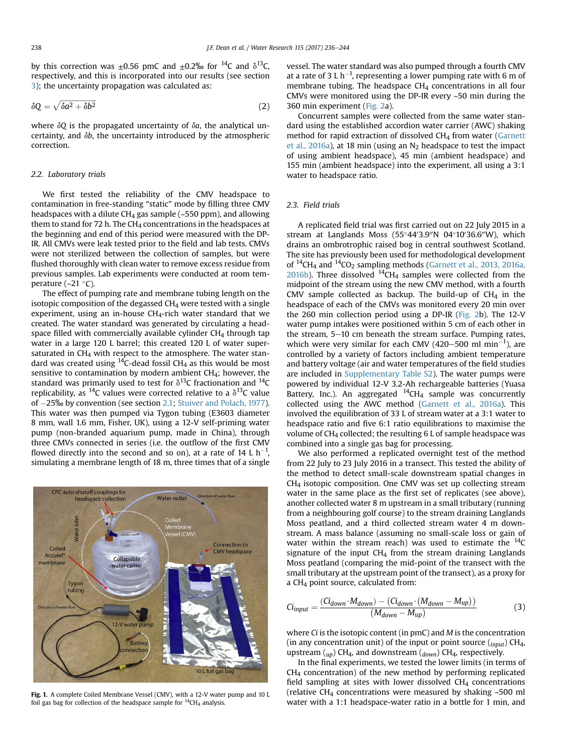by this correction was ±0.56 pMC and ±0.2‰ for $^{14}C$ and $\delta^{13}C$, respectively, and this is incorporated into our results (see section 3); the uncertainty propagation was calculated as:

$$\delta Q = \sqrt{\delta a^2 + \delta b^2} \tag{2}$$

where $\delta Q$ is the propagated uncertainty of $\delta a$, the analytical uncertainty, and $\delta b$, the uncertainty introduced by the atmospheric correction.

### 2.2. Laboratory trials

We first tested the reliability of the CMV headspace to contamination in free-standing "static" mode by filling three CMV headspaces with a dilute $CH_4$ gas sample (~550 ppm), and allowing them to stand for 72 h. The $CH_4$ concentrations in the headspaces at the beginning and end of this period were measured with the DP-IR. All CMVs were leak tested prior to the field and lab tests. CMVs were not sterilized between the collection of samples, but were flushed thoroughly with clean water to remove excess residue from previous samples. Lab experiments were conducted at room temperature (~21 °C).

The effect of pumping rate and membrane tubing length on the isotopic composition of the degassed $CH_4$ were tested with a single experiment, using an in-house $CH_4$-rich water standard that we created. The water standard was generated by circulating a headspace filled with commercially available cylinder $CH_4$ through tap water in a large 120 L barrel; this created 120 L of water supersaturated in $CH_4$ with respect to the atmosphere. The water standard was created using $^{14}C$-dead fossil $CH_4$ as this would be most sensitive to contamination by modern ambient $CH_4$; however, the standard was primarily used to test for $\delta^{13}C$ fractionation and $^{14}C$ replicability, as $^{14}C$ values were corrected relative to a $\delta^{13}C$ value of −25‰ by convention (see section 2.1; Stuiver and Polach, 1977). This water was then pumped via Tygon tubing (E3603 diameter 8 mm, wall 1.6 mm, Fisher, UK), using a 12-V self-priming water pump (non-branded aquarium pump, made in China), through three CMVs connected in series (i.e. the outflow of the first CMV flowed directly into the second and so on), at a rate of 14 L $h^{-1}$, simulating a membrane length of 18 m, three times that of a single vessel. The water standard was also pumped through a fourth CMV at a rate of 3 L $h^{-1}$, representing a lower pumping rate with 6 m of membrane tubing. The headspace $CH_4$ concentrations in all four CMVs were monitored using the DP-IR every ~50 min during the 360 min experiment (Fig. 2a).

Concurrent samples were collected from the same water standard using the established accordion water carrier (AWC) shaking method for rapid extraction of dissolved $CH_4$ from water (Garnett et al., 2016a), at 18 min (using an $N_2$ headspace to test the impact of using ambient headspace), 45 min (ambient headspace) and 155 min (ambient headspace) into the experiment, all using a 3:1 water to headspace ratio.

Fig. 1. A complete Coiled Membrane Vessel (CMV), with a 12-V water pump and 10 L foil gas bag for collection of the headspace sample for $^{14}CH_4$ analysis.

### 2.3. Field trials

A replicated field trial was first carried out on 22 July 2015 in a stream at Langlands Moss (55°44′3.9″N 04°10′36.6″W), which drains an ombrotrophic raised bog in central southwest Scotland. The site has previously been used for methodological development of $^{14}CH_4$ and $^{14}CO_2$ sampling methods (Garnett et al., 2013, 2016a, 2016b). Three dissolved $^{14}CH_4$ samples were collected from the midpoint of the stream using the new CMV method, with a fourth CMV sample collected as backup. The build-up of $CH_4$ in the headspace of each of the CMVs was monitored every 20 min over the 260 min collection period using a DP-IR (Fig. 2b). The 12-V water pump intakes were positioned within 5 cm of each other in the stream, 5–10 cm beneath the stream surface. Pumping rates, which were very similar for each CMV (420–500 ml $min^{-1}$), are controlled by a variety of factors including ambient temperature and battery voltage (air and water temperatures of the field studies are included in Supplementary Table S2). The water pumps were powered by individual 12-V 3.2-Ah rechargeable batteries (Yuasa Battery, Inc.). An aggregated $^{14}CH_4$ sample was concurrently collected using the AWC method (Garnett et al., 2016a). This involved the equilibration of 33 L of stream water at a 3:1 water to headspace ratio and five 6:1 ratio equilibrations to maximise the volume of $CH_4$ collected; the resulting 6 L of sample headspace was combined into a single gas bag for processing.

We also performed a replicated overnight test of the method from 22 July to 23 July 2016 in a transect. This tested the ability of the method to detect small-scale downstream spatial changes in $CH_4$ isotopic composition. One CMV was set up collecting stream water in the same place as the first set of replicates (see above), another collected water 8 m upstream in a small tributary (running from a neighbouring golf course) to the stream draining Langlands Moss peatland, and a third collected stream water 4 m downstream. A mass balance (assuming no small-scale loss or gain of water within the stream reach) was used to estimate the $^{14}C$ signature of the input $CH_4$ from the stream draining Langlands Moss peatland (comparing the mid-point of the transect with the small tributary at the upstream point of the transect), as a proxy for a $CH_4$ point source, calculated from:

$$Ci_{input} = \frac{(Ci_{down} \cdot M_{down}) - (Ci_{down} \cdot (M_{down} - M_{up}))}{(M_{down} - M_{up})} \tag{3}$$

where $Ci$ is the isotopic content (in pMC) and $M$ is the concentration (in any concentration unit) of the input or point source ($_{input}$) $CH_4$, upstream ($_{up}$) $CH_4$, and downstream ($_{down}$) $CH_4$, respectively.

In the final experiments, we tested the lower limits (in terms of $CH_4$ concentration) of the new method by performing replicated field sampling at sites with lower dissolved $CH_4$ concentrations (relative $CH_4$ concentrations were measured by shaking ~500 ml water with a 1:1 headspace-water ratio in a bottle for 1 min, and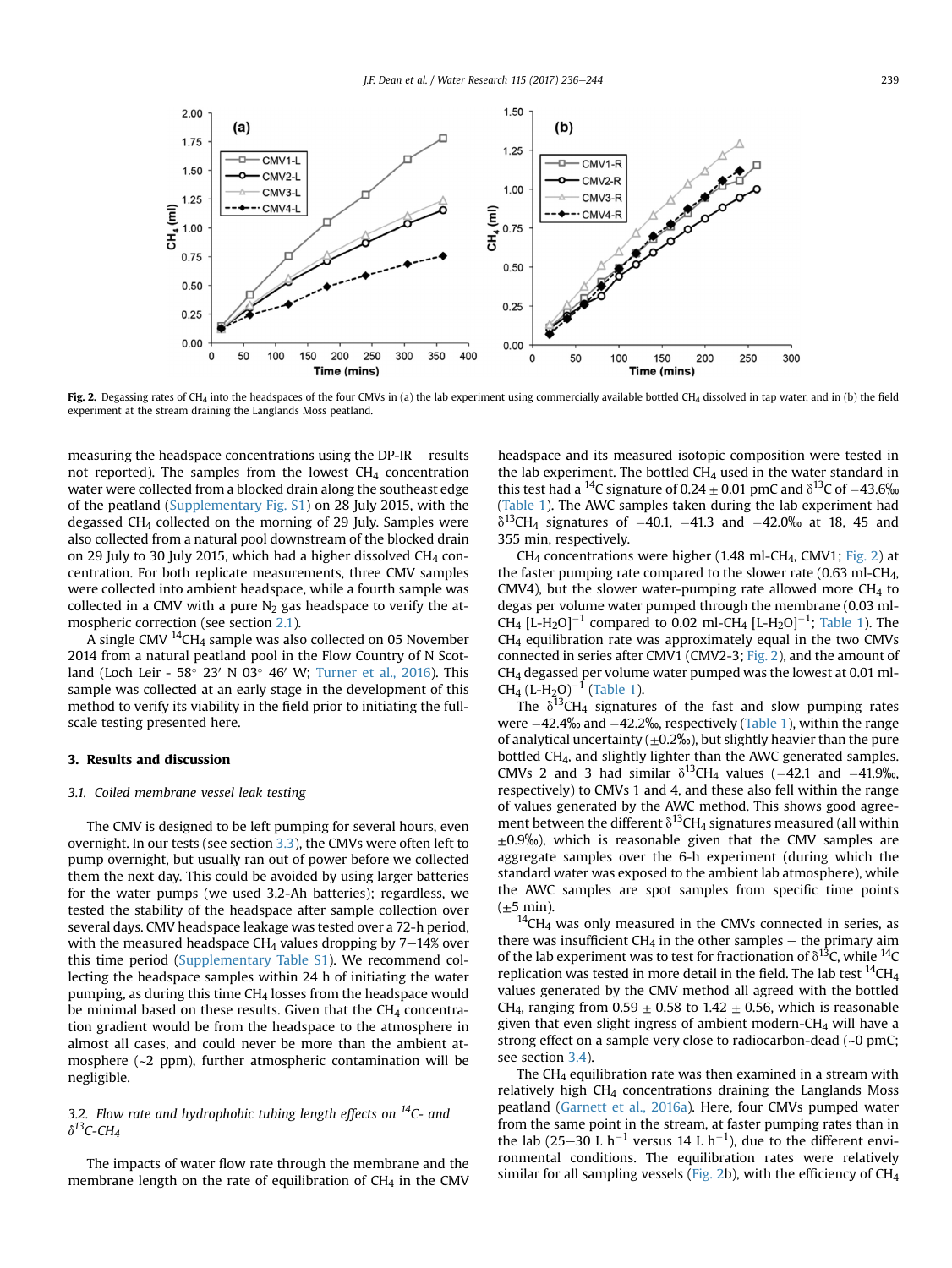Fig. 2. Degassing rates of $CH_4$ into the headspaces of the four CMVs in (a) the lab experiment using commercially available bottled $CH_4$ dissolved in tap water, and in (b) the field experiment at the stream draining the Langlands Moss peatland.

measuring the headspace concentrations using the DP-IR – results not reported). The samples from the lowest $CH_4$ concentration water were collected from a blocked drain along the southeast edge of the peatland (Supplementary Fig. S1) on 28 July 2015, with the degassed $CH_4$ collected on the morning of 29 July. Samples were also collected from a natural pool downstream of the blocked drain on 29 July to 30 July 2015, which had a higher dissolved $CH_4$ concentration. For both replicate measurements, three CMV samples were collected into ambient headspace, while a fourth sample was collected in a CMV with a pure $N_2$ gas headspace to verify the atmospheric correction (see section 2.1).

A single CMV $^{14}CH_4$ sample was also collected on 05 November 2014 from a natural peatland pool in the Flow Country of N Scotland (Loch Leir - 58° 23′ N 03° 46′ W; Turner et al., 2016). This sample was collected at an early stage in the development of this method to verify its viability in the field prior to initiating the full-scale testing presented here.

## 3. Results and discussion

### 3.1. Coiled membrane vessel leak testing

The CMV is designed to be left pumping for several hours, even overnight. In our tests (see section 3.3), the CMVs were often left to pump overnight, but usually ran out of power before we collected them the next day. This could be avoided by using larger batteries for the water pumps (we used 3.2-Ah batteries); regardless, we tested the stability of the headspace after sample collection over several days. CMV headspace leakage was tested over a 72-h period, with the measured headspace $CH_4$ values dropping by 7–14% over this time period (Supplementary Table S1). We recommend collecting the headspace samples within 24 h of initiating the water pumping, as during this time $CH_4$ losses from the headspace would be minimal based on these results. Given that the $CH_4$ concentration gradient would be from the headspace to the atmosphere in almost all cases, and could never be more than the ambient atmosphere (~2 ppm), further atmospheric contamination will be negligible.

### 3.2. Flow rate and hydrophobic tubing length effects on $^{14}C$- and $\delta^{13}C$-$CH_4$

The impacts of water flow rate through the membrane and the membrane length on the rate of equilibration of $CH_4$ in the CMV headspace and its measured isotopic composition were tested in the lab experiment. The bottled $CH_4$ used in the water standard in this test had a $^{14}C$ signature of 0.24 ± 0.01 pmC and $\delta^{13}C$ of −43.6‰ (Table 1). The AWC samples taken during the lab experiment had $\delta^{13}CH_4$ signatures of −40.1, −41.3 and −42.0‰ at 18, 45 and 355 min, respectively.

$CH_4$ concentrations were higher (1.48 ml-$CH_4$, CMV1; Fig. 2) at the faster pumping rate compared to the slower rate (0.63 ml-$CH_4$, CMV4), but the slower water-pumping rate allowed more $CH_4$ to degas per volume water pumped through the membrane (0.03 ml-$CH_4$ [L-$H_2O$]$^{-1}$ compared to 0.02 ml-$CH_4$ [L-$H_2O$]$^{-1}$; Table 1). The $CH_4$ equilibration rate was approximately equal in the two CMVs connected in series after CMV1 (CMV2-3; Fig. 2), and the amount of $CH_4$ degassed per volume water pumped was the lowest at 0.01 ml-$CH_4$ (L-$H_2O$)$^{-1}$ (Table 1).

The $\delta^{13}CH_4$ signatures of the fast and slow pumping rates were −42.4‰ and −42.2‰, respectively (Table 1), within the range of analytical uncertainty (±0.2‰), but slightly heavier than the pure bottled $CH_4$, and slightly lighter than the AWC generated samples. CMVs 2 and 3 had similar $\delta^{13}CH_4$ values (−42.1 and −41.9‰, respectively) to CMVs 1 and 4, and these also fell within the range of values generated by the AWC method. This shows good agreement between the different $\delta^{13}CH_4$ signatures measured (all within ±0.9‰), which is reasonable given that the CMV samples are aggregate samples over the 6-h experiment (during which the standard water was exposed to the ambient lab atmosphere), while the AWC samples are spot samples from specific time points (±5 min).

$^{14}CH_4$ was only measured in the CMVs connected in series, as there was insufficient $CH_4$ in the other samples – the primary aim of the lab experiment was to test for fractionation of $\delta^{13}C$, while $^{14}C$ replication was tested in more detail in the field. The lab test $^{14}CH_4$ values generated by the CMV method all agreed with the bottled $CH_4$, ranging from 0.59 ± 0.58 to 1.42 ± 0.56, which is reasonable given that even slight ingress of ambient modern-$CH_4$ will have a strong effect on a sample very close to radiocarbon-dead (~0 pmC; see section 3.4).

The $CH_4$ equilibration rate was then examined in a stream with relatively high $CH_4$ concentrations draining the Langlands Moss peatland (Garnett et al., 2016a). Here, four CMVs pumped water from the same point in the stream, at faster pumping rates than in the lab (25–30 L h$^{-1}$ versus 14 L h$^{-1}$), due to the different environmental conditions. The equilibration rates were relatively similar for all sampling vessels (Fig. 2b), with the efficiency of $CH_4$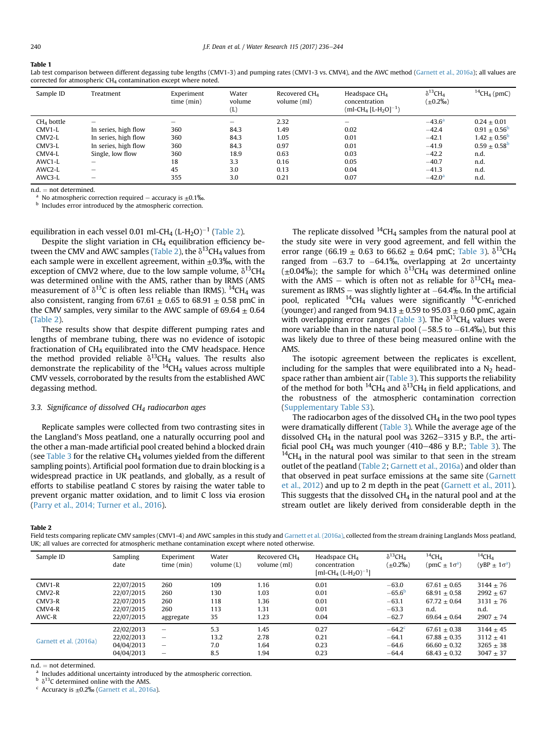**Table 1**
Lab test comparison between different degassing tube lengths (CMV1-3) and pumping rates (CMV1-3 vs. CMV4), and the AWC method (Garnett et al., 2016a); all values are corrected for atmospheric $CH_4$ contamination except where noted.

| Sample ID | Treatment | Experiment time (min) | Water volume (L) | Recovered $CH_4$ volume (ml) | Headspace $CH_4$ concentration (ml-$CH_4$ [L-$H_2O$]$^{-1}$) | $\delta^{13}CH_4$ (±0.2‰) | $^{14}CH_4$ (pmC) |
|---|---|---|---|---|---|---|---|
| $CH_4$ bottle | – | – | – | 2.32 | – | −43.6[a] | 0.24 ± 0.01 |
| CMV1-L | In series, high flow | 360 | 84.3 | 1.49 | 0.02 | −42.4 | 0.91 ± 0.56[b] |
| CMV2-L | In series, high flow | 360 | 84.3 | 1.05 | 0.01 | −42.1 | 1.42 ± 0.56[b] |
| CMV3-L | In series, high flow | 360 | 84.3 | 0.97 | 0.01 | −41.9 | 0.59 ± 0.58[b] |
| CMV4-L | Single, low flow | 360 | 18.9 | 0.63 | 0.03 | −42.2 | n.d. |
| AWC1-L | – | 18 | 3.3 | 0.16 | 0.05 | −40.7 | n.d. |
| AWC2-L | – | 45 | 3.0 | 0.13 | 0.04 | −41.3 | n.d. |
| AWC3-L | – | 355 | 3.0 | 0.21 | 0.07 | −42.0[a] | n.d. |

n.d. = not determined.
[a] No atmospheric correction required – accuracy is ±0.1‰.
[b] Includes error introduced by the atmospheric correction.

equilibration in each vessel 0.01 ml-$CH_4$ (L-$H_2O$)$^{-1}$ (Table 2).

Despite the slight variation in $CH_4$ equilibration efficiency between the CMV and AWC samples (Table 2), the $\delta^{13}CH_4$ values from each sample were in excellent agreement, within ±0.3‰, with the exception of CMV2 where, due to the low sample volume, $\delta^{13}CH_4$ was determined online with the AMS, rather than by IRMS (AMS measurement of $\delta^{13}C$ is often less reliable than IRMS). $^{14}CH_4$ was also consistent, ranging from 67.61 ± 0.65 to 68.91 ± 0.58 pmC in the CMV samples, very similar to the AWC sample of 69.64 ± 0.64 (Table 2).

These results show that despite different pumping rates and lengths of membrane tubing, there was no evidence of isotopic fractionation of $CH_4$ equilibrated into the CMV headspace. Hence the method provided reliable $\delta^{13}CH_4$ values. The results also demonstrate the replicability of the $^{14}CH_4$ values across multiple CMV vessels, corroborated by the results from the established AWC degassing method.

### 3.3. Significance of dissolved $CH_4$ radiocarbon ages

Replicate samples were collected from two contrasting sites in the Langland's Moss peatland, one a naturally occurring pool and the other a man-made artificial pool created behind a blocked drain (see Table 3 for the relative $CH_4$ volumes yielded from the different sampling points). Artificial pool formation due to drain blocking is a widespread practice in UK peatlands, and globally, as a result of efforts to stabilise peatland C stores by raising the water table to prevent organic matter oxidation, and to limit C loss via erosion (Parry et al., 2014; Turner et al., 2016).

The replicate dissolved $^{14}CH_4$ samples from the natural pool at the study site were in very good agreement, and fell within the error range (66.19 ± 0.63 to 66.62 ± 0.64 pmC; Table 3). $\delta^{13}CH_4$ ranged from −63.7 to −64.1‰, overlapping at 2σ uncertainty (±0.04‰); the sample for which $\delta^{13}CH_4$ was determined online with the AMS – which is often not as reliable for $\delta^{13}CH_4$ measurement as IRMS – was slightly lighter at −64.4‰. In the artificial pool, replicated $^{14}CH_4$ values were significantly $^{14}C$-enriched (younger) and ranged from 94.13 ± 0.59 to 95.03 ± 0.60 pmC, again with overlapping error ranges (Table 3). The $\delta^{13}CH_4$ values were more variable than in the natural pool (−58.5 to −61.4‰), but this was likely due to three of these being measured online with the AMS.

The isotopic agreement between the replicates is excellent, including for the samples that were equilibrated into a $N_2$ headspace rather than ambient air (Table 3). This supports the reliability of the method for both $^{14}CH_4$ and $\delta^{13}CH_4$ in field applications, and the robustness of the atmospheric contamination correction (Supplementary Table S3).

The radiocarbon ages of the dissolved $CH_4$ in the two pool types were dramatically different (Table 3). While the average age of the dissolved $CH_4$ in the natural pool was 3262–3315 y B.P., the artificial pool $CH_4$ was much younger (410–486 y B.P.; Table 3). The $^{14}CH_4$ in the natural pool was similar to that seen in the stream outlet of the peatland (Table 2; Garnett et al., 2016a) and older than that observed in peat surface emissions at the same site (Garnett et al., 2012) and up to 2 m depth in the peat (Garnett et al., 2011). This suggests that the dissolved $CH_4$ in the natural pool and at the stream outlet are likely derived from considerable depth in the

**Table 2**
Field tests comparing replicate CMV samples (CMV1-4) and AWC samples in this study and Garnett et al. (2016a), collected from the stream draining Langlands Moss peatland, UK; all values are corrected for atmospheric methane contamination except where noted otherwise.

| Sample ID | Sampling date | Experiment time (min) | Water volume (L) | Recovered $CH_4$ volume (ml) | Headspace $CH_4$ concentration [ml-$CH_4$ (L-$H_2O$)$^{-1}$] | $\delta^{13}CH_4$ (±0.2‰) | $^{14}CH_4$ (pmC ± 1σ[a]) | $^{14}CH_4$ (yBP ± 1σ[a]) |
|---|---|---|---|---|---|---|---|---|
| CMV1-R | 22/07/2015 | 260 | 109 | 1.16 | 0.01 | −63.0 | 67.61 ± 0.65 | 3144 ± 76 |
| CMV2-R | 22/07/2015 | 260 | 130 | 1.03 | 0.01 | −65.6[b] | 68.91 ± 0.58 | 2992 ± 67 |
| CMV3-R | 22/07/2015 | 260 | 118 | 1.36 | 0.01 | −63.1 | 67.72 ± 0.64 | 3131 ± 76 |
| CMV4-R | 22/07/2015 | 260 | 113 | 1.31 | 0.01 | −63.3 | n.d. | n.d. |
| AWC-R | 22/07/2015 | aggregate | 35 | 1.23 | 0.04 | −62.7 | 69.64 ± 0.64 | 2907 ± 74 |
| Garnett et al. (2016a) | 22/02/2013 | – | 5.3 | 1.45 | 0.27 | −64.2[c] | 67.61 ± 0.38 | 3144 ± 45 |
| | 22/02/2013 | – | 13.2 | 2.78 | 0.21 | −64.1 | 67.88 ± 0.35 | 3112 ± 41 |
| | 04/04/2013 | – | 7.0 | 1.64 | 0.23 | −64.6 | 66.60 ± 0.32 | 3265 ± 38 |
| | 04/04/2013 | – | 8.5 | 1.94 | 0.23 | −64.4 | 68.43 ± 0.32 | 3047 ± 37 |

n.d. = not determined.
[a] Includes additional uncertainty introduced by the atmospheric correction.
[b] $\delta^{13}C$ determined online with the AMS.
[c] Accuracy is ±0.2‰ (Garnett et al., 2016a).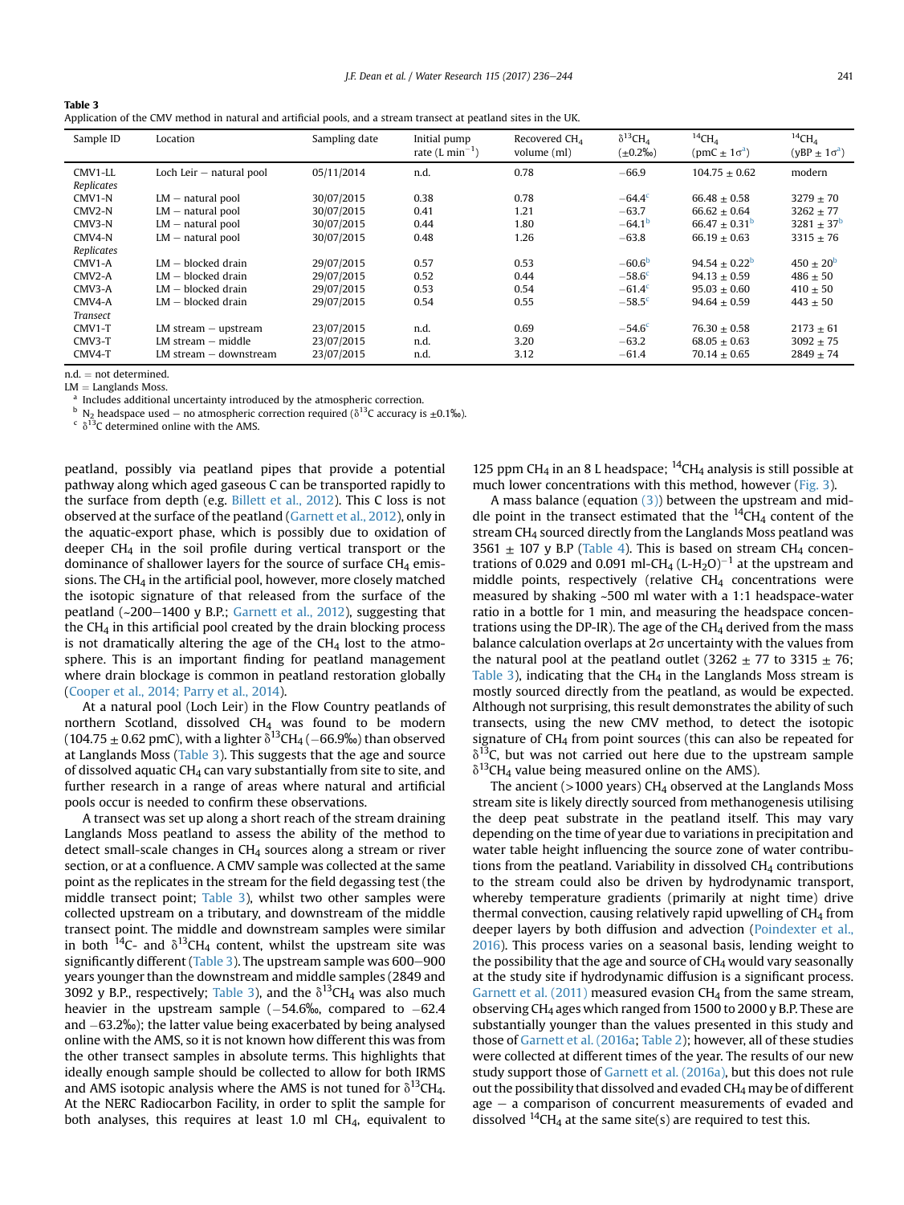**Table 3**
Application of the CMV method in natural and artificial pools, and a stream transect at peatland sites in the UK.

| Sample ID | Location | Sampling date | Initial pump rate (L $min^{-1}$) | Recovered $CH_4$ volume (ml) | $\delta^{13}CH_4$ (±0.2‰) | $^{14}CH_4$ (pmC ± 1σ[a]) | $^{14}CH_4$ (yBP ± 1σ[a]) |
|---|---|---|---|---|---|---|---|
| CMV1-LL | Loch Leir − natural pool | 05/11/2014 | n.d. | 0.78 | −66.9 | 104.75 ± 0.62 | modern |
| *Replicates* | | | | | | | |
| CMV1-N | LM − natural pool | 30/07/2015 | 0.38 | 0.78 | −64.4[c] | 66.48 ± 0.58 | 3279 ± 70 |
| CMV2-N | LM − natural pool | 30/07/2015 | 0.41 | 1.21 | −63.7 | 66.62 ± 0.64 | 3262 ± 77 |
| CMV3-N | LM − natural pool | 30/07/2015 | 0.44 | 1.80 | −64.1[b] | 66.47 ± 0.31[b] | 3281 ± 37[b] |
| CMV4-N | LM − natural pool | 30/07/2015 | 0.48 | 1.26 | −63.8 | 66.19 ± 0.63 | 3315 ± 76 |
| *Replicates* | | | | | | | |
| CMV1-A | LM − blocked drain | 29/07/2015 | 0.57 | 0.53 | −60.6[b] | 94.54 ± 0.22[b] | 450 ± 20[b] |
| CMV2-A | LM − blocked drain | 29/07/2015 | 0.52 | 0.44 | −58.6[c] | 94.13 ± 0.59 | 486 ± 50 |
| CMV3-A | LM − blocked drain | 29/07/2015 | 0.53 | 0.54 | −61.4[c] | 95.03 ± 0.60 | 410 ± 50 |
| CMV4-A | LM − blocked drain | 29/07/2015 | 0.54 | 0.55 | −58.5[c] | 94.64 ± 0.59 | 443 ± 50 |
| *Transect* | | | | | | | |
| CMV1-T | LM stream − upstream | 23/07/2015 | n.d. | 0.69 | −54.6[c] | 76.30 ± 0.58 | 2173 ± 61 |
| CMV3-T | LM stream − middle | 23/07/2015 | n.d. | 3.20 | −63.2 | 68.05 ± 0.63 | 3092 ± 75 |
| CMV4-T | LM stream − downstream | 23/07/2015 | n.d. | 3.12 | −61.4 | 70.14 ± 0.65 | 2849 ± 74 |

n.d. = not determined.
LM = Langlands Moss.
[a] Includes additional uncertainty introduced by the atmospheric correction.
[b] $N_2$ headspace used − no atmospheric correction required ($\delta^{13}C$ accuracy is ±0.1‰).
[c] $\delta^{13}C$ determined online with the AMS.

peatland, possibly via peatland pipes that provide a potential pathway along which aged gaseous C can be transported rapidly to the surface from depth (e.g. Billett et al., 2012). This C loss is not observed at the surface of the peatland (Garnett et al., 2012), only in the aquatic-export phase, which is possibly due to oxidation of deeper $CH_4$ in the soil profile during vertical transport or the dominance of shallower layers for the source of surface $CH_4$ emissions. The $CH_4$ in the artificial pool, however, more closely matched the isotopic signature of that released from the surface of the peatland (~200−1400 y B.P.; Garnett et al., 2012), suggesting that the $CH_4$ in this artificial pool created by the drain blocking process is not dramatically altering the age of the $CH_4$ lost to the atmosphere. This is an important finding for peatland management where drain blockage is common in peatland restoration globally (Cooper et al., 2014; Parry et al., 2014).

At a natural pool (Loch Leir) in the Flow Country peatlands of northern Scotland, dissolved $CH_4$ was found to be modern (104.75 ± 0.62 pmC), with a lighter $\delta^{13}CH_4$ (−66.9‰) than observed at Langlands Moss (Table 3). This suggests that the age and source of dissolved aquatic $CH_4$ can vary substantially from site to site, and further research in a range of areas where natural and artificial pools occur is needed to confirm these observations.

A transect was set up along a short reach of the stream draining Langlands Moss peatland to assess the ability of the method to detect small-scale changes in $CH_4$ sources along a stream or river section, or at a confluence. A CMV sample was collected at the same point as the replicates in the stream for the field degassing test (the middle transect point; Table 3), whilst two other samples were collected upstream on a tributary, and downstream of the middle transect point. The middle and downstream samples were similar in both $^{14}C$- and $\delta^{13}CH_4$ content, whilst the upstream site was significantly different (Table 3). The upstream sample was 600−900 years younger than the downstream and middle samples (2849 and 3092 y B.P., respectively; Table 3), and the $\delta^{13}CH_4$ was also much heavier in the upstream sample (−54.6‰, compared to −62.4 and −63.2‰); the latter value being exacerbated by being analysed online with the AMS, so it is not known how different this was from the other transect samples in absolute terms. This highlights that ideally enough sample should be collected to allow for both IRMS and AMS isotopic analysis where the AMS is not tuned for $\delta^{13}CH_4$. At the NERC Radiocarbon Facility, in order to split the sample for both analyses, this requires at least 1.0 ml $CH_4$, equivalent to 125 ppm $CH_4$ in an 8 L headspace; $^{14}CH_4$ analysis is still possible at much lower concentrations with this method, however (Fig. 3).

A mass balance (equation (3)) between the upstream and middle point in the transect estimated that the $^{14}CH_4$ content of the stream $CH_4$ sourced directly from the Langlands Moss peatland was 3561 ± 107 y B.P (Table 4). This is based on stream $CH_4$ concentrations of 0.029 and 0.091 ml-$CH_4$ (L-$H_2O$)$^{-1}$ at the upstream and middle points, respectively (relative $CH_4$ concentrations were measured by shaking ~500 ml water with a 1:1 headspace-water ratio in a bottle for 1 min, and measuring the headspace concentrations using the DP-IR). The age of the $CH_4$ derived from the mass balance calculation overlaps at 2σ uncertainty with the values from the natural pool at the peatland outlet (3262 ± 77 to 3315 ± 76; Table 3), indicating that the $CH_4$ in the Langlands Moss stream is mostly sourced directly from the peatland, as would be expected. Although not surprising, this result demonstrates the ability of such transects, using the new CMV method, to detect the isotopic signature of $CH_4$ from point sources (this can also be repeated for $\delta^{13}C$, but was not carried out here due to the upstream sample $\delta^{13}CH_4$ value being measured online on the AMS).

The ancient (>1000 years) $CH_4$ observed at the Langlands Moss stream site is likely directly sourced from methanogenesis utilising the deep peat substrate in the peatland itself. This may vary depending on the time of year due to variations in precipitation and water table height influencing the source zone of water contributions from the peatland. Variability in dissolved $CH_4$ contributions to the stream could also be driven by hydrodynamic transport, whereby temperature gradients (primarily at night time) drive thermal convection, causing relatively rapid upwelling of $CH_4$ from deeper layers by both diffusion and advection (Poindexter et al., 2016). This process varies on a seasonal basis, lending weight to the possibility that the age and source of $CH_4$ would vary seasonally at the study site if hydrodynamic diffusion is a significant process. Garnett et al. (2011) measured evasion $CH_4$ from the same stream, observing $CH_4$ ages which ranged from 1500 to 2000 y B.P. These are substantially younger than the values presented in this study and those of Garnett et al. (2016a; Table 2); however, all of these studies were collected at different times of the year. The results of our new study support those of Garnett et al. (2016a), but this does not rule out the possibility that dissolved and evaded $CH_4$ may be of different age − a comparison of concurrent measurements of evaded and dissolved $^{14}CH_4$ at the same site(s) are required to test this.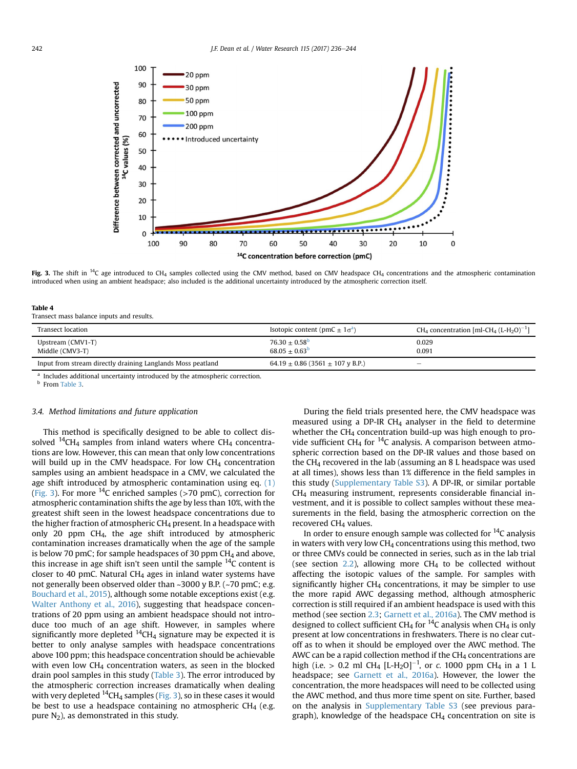**Fig. 3.** The shift in $^{14}$C age introduced to $CH_4$ samples collected using the CMV method, based on CMV headspace $CH_4$ concentrations and the atmospheric contamination introduced when using an ambient headspace; also included is the additional uncertainty introduced by the atmospheric correction itself.

**Table 4**
Transect mass balance inputs and results.

| Transect location | Isotopic content (pMC ± 1σ[a]) | $CH_4$ concentration [ml-$CH_4$ (L-$H_2O$)$^{-1}$] |
|---|---|---|
| Upstream (CMV1-T) | 76.30 ± 0.58[b] | 0.029 |
| Middle (CMV3-T) | 68.05 ± 0.63[b] | 0.091 |
| Input from stream directly draining Langlands Moss peatland | 64.19 ± 0.86 (3561 ± 107 y B.P.) | – |

[a] Includes additional uncertainty introduced by the atmospheric correction.
[b] From Table 3.

### 3.4. Method limitations and future application

This method is specifically designed to be able to collect dissolved $^{14}CH_4$ samples from inland waters where $CH_4$ concentrations are low. However, this can mean that only low concentrations will build up in the CMV headspace. For low $CH_4$ concentration samples using an ambient headspace in a CMV, we calculated the age shift introduced by atmospheric contamination using eq. (1) (Fig. 3). For more $^{14}$C enriched samples (>70 pMC), correction for atmospheric contamination shifts the age by less than 10%, with the greatest shift seen in the lowest headspace concentrations due to the higher fraction of atmospheric $CH_4$ present. In a headspace with only 20 ppm $CH_4$, the age shift introduced by atmospheric contamination increases dramatically when the age of the sample is below 70 pMC; for sample headspaces of 30 ppm $CH_4$ and above, this increase in age shift isn't seen until the sample $^{14}$C content is closer to 40 pMC. Natural $CH_4$ ages in inland water systems have not generally been observed older than ~3000 y B.P. (~70 pMC; e.g. Bouchard et al., 2015), although some notable exceptions exist (e.g. Walter Anthony et al., 2016), suggesting that headspace concentrations of 20 ppm using an ambient headspace should not introduce too much of an age shift. However, in samples where significantly more depleted $^{14}CH_4$ signature may be expected it is better to only analyse samples with headspace concentrations above 100 ppm; this headspace concentration should be achievable with even low $CH_4$ concentration waters, as seen in the blocked drain pool samples in this study (Table 3). The error introduced by the atmospheric correction increases dramatically when dealing with very depleted $^{14}CH_4$ samples (Fig. 3), so in these cases it would be best to use a headspace containing no atmospheric $CH_4$ (e.g. pure $N_2$), as demonstrated in this study.

During the field trials presented here, the CMV headspace was measured using a DP-IR $CH_4$ analyser in the field to determine whether the $CH_4$ concentration build-up was high enough to provide sufficient $CH_4$ for $^{14}$C analysis. A comparison between atmospheric correction based on the DP-IR values and those based on the $CH_4$ recovered in the lab (assuming an 8 L headspace was used at all times), shows less than 1% difference in the field samples in this study (Supplementary Table S3). A DP-IR, or similar portable $CH_4$ measuring instrument, represents considerable financial investment, and it is possible to collect samples without these measurements in the field, basing the atmospheric correction on the recovered $CH_4$ values.

In order to ensure enough sample was collected for $^{14}$C analysis in waters with very low $CH_4$ concentrations using this method, two or three CMVs could be connected in series, such as in the lab trial (see section 2.2), allowing more $CH_4$ to be collected without affecting the isotopic values of the sample. For samples with significantly higher $CH_4$ concentrations, it may be simpler to use the more rapid AWC degassing method, although atmospheric correction is still required if an ambient headspace is used with this method (see section 2.3; Garnett et al., 2016a). The CMV method is designed to collect sufficient $CH_4$ for $^{14}$C analysis when $CH_4$ is only present at low concentrations in freshwaters. There is no clear cut-off as to when it should be employed over the AWC method. The AWC can be a rapid collection method if the $CH_4$ concentrations are high (i.e. > 0.2 ml $CH_4$ [L-$H_2O$]$^{-1}$, or c. 1000 ppm $CH_4$ in a 1 L headspace; see Garnett et al., 2016a). However, the lower the concentration, the more headspaces will need to be collected using the AWC method, and thus more time spent on site. Further, based on the analysis in Supplementary Table S3 (see previous paragraph), knowledge of the headspace $CH_4$ concentration on site is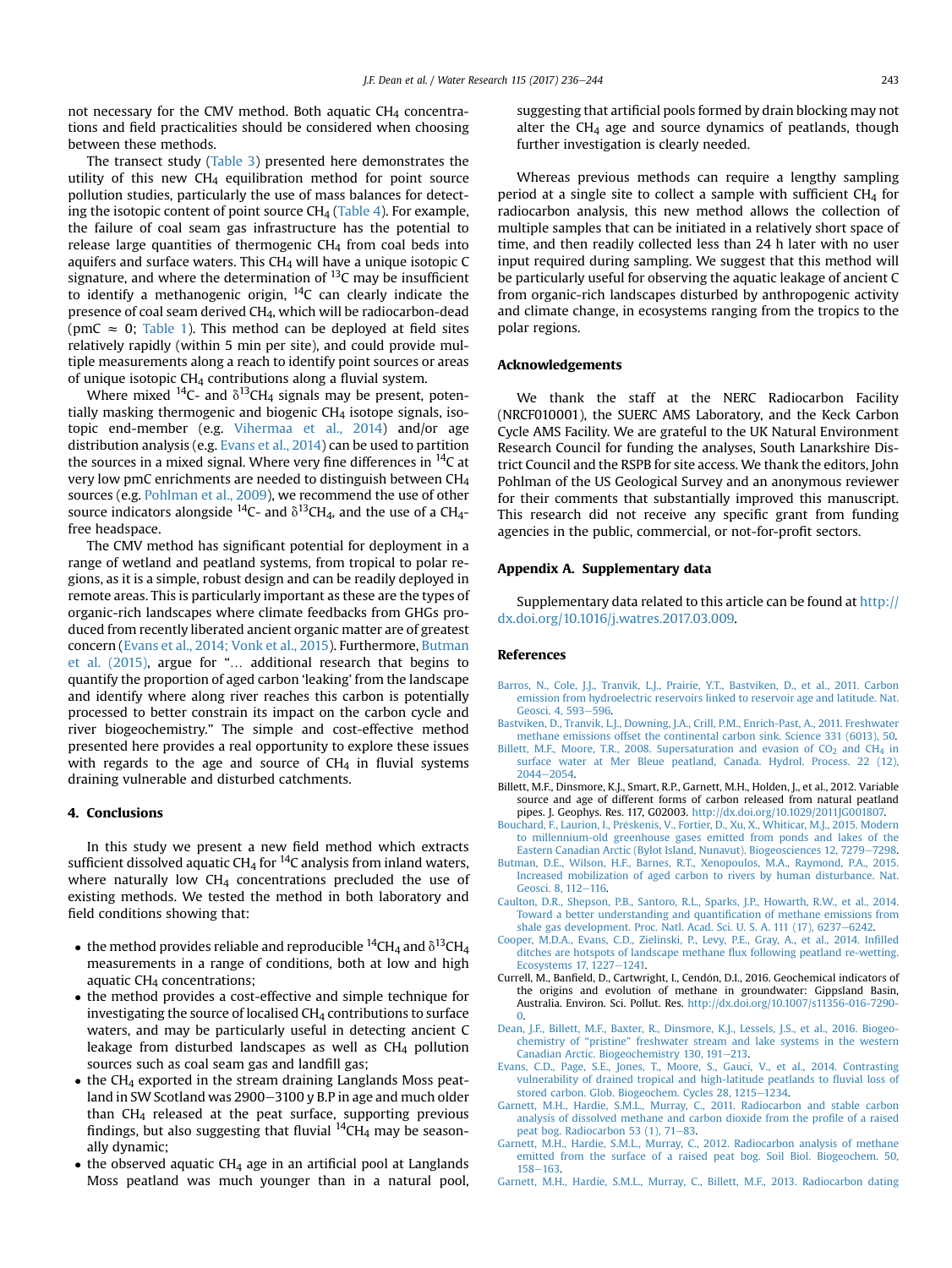not necessary for the CMV method. Both aquatic $CH_4$ concentrations and field practicalities should be considered when choosing between these methods.

The transect study (Table 3) presented here demonstrates the utility of this new $CH_4$ equilibration method for point source pollution studies, particularly the use of mass balances for detecting the isotopic content of point source $CH_4$ (Table 4). For example, the failure of coal seam gas infrastructure has the potential to release large quantities of thermogenic $CH_4$ from coal beds into aquifers and surface waters. This $CH_4$ will have a unique isotopic C signature, and where the determination of $^{13}C$ may be insufficient to identify a methanogenic origin, $^{14}C$ can clearly indicate the presence of coal seam derived $CH_4$, which will be radiocarbon-dead (pmC ≈ 0; Table 1). This method can be deployed at field sites relatively rapidly (within 5 min per site), and could provide multiple measurements along a reach to identify point sources or areas of unique isotopic $CH_4$ contributions along a fluvial system.

Where mixed $^{14}C$- and $\delta^{13}CH_4$ signals may be present, potentially masking thermogenic and biogenic $CH_4$ isotope signals, isotopic end-member (e.g. Vihermaa et al., 2014) and/or age distribution analysis (e.g. Evans et al., 2014) can be used to partition the sources in a mixed signal. Where very fine differences in $^{14}C$ at very low pmC enrichments are needed to distinguish between $CH_4$ sources (e.g. Pohlman et al., 2009), we recommend the use of other source indicators alongside $^{14}C$- and $\delta^{13}CH_4$, and the use of a $CH_4$-free headspace.

The CMV method has significant potential for deployment in a range of wetland and peatland systems, from tropical to polar regions, as it is a simple, robust design and can be readily deployed in remote areas. This is particularly important as these are the types of organic-rich landscapes where climate feedbacks from GHGs produced from recently liberated ancient organic matter are of greatest concern (Evans et al., 2014; Vonk et al., 2015). Furthermore, Butman et al. (2015), argue for "… additional research that begins to quantify the proportion of aged carbon 'leaking' from the landscape and identify where along river reaches this carbon is potentially processed to better constrain its impact on the carbon cycle and river biogeochemistry." The simple and cost-effective method presented here provides a real opportunity to explore these issues with regards to the age and source of $CH_4$ in fluvial systems draining vulnerable and disturbed catchments.

## 4. Conclusions

In this study we present a new field method which extracts sufficient dissolved aquatic $CH_4$ for $^{14}C$ analysis from inland waters, where naturally low $CH_4$ concentrations precluded the use of existing methods. We tested the method in both laboratory and field conditions showing that:

- the method provides reliable and reproducible $^{14}CH_4$ and $\delta^{13}CH_4$ measurements in a range of conditions, both at low and high aquatic $CH_4$ concentrations;
- the method provides a cost-effective and simple technique for investigating the source of localised $CH_4$ contributions to surface waters, and may be particularly useful in detecting ancient C leakage from disturbed landscapes as well as $CH_4$ pollution sources such as coal seam gas and landfill gas;
- the $CH_4$ exported in the stream draining Langlands Moss peatland in SW Scotland was 2900–3100 y B.P in age and much older than $CH_4$ released at the peat surface, supporting previous findings, but also suggesting that fluvial $^{14}CH_4$ may be seasonally dynamic;
- the observed aquatic $CH_4$ age in an artificial pool at Langlands Moss peatland was much younger than in a natural pool, suggesting that artificial pools formed by drain blocking may not alter the $CH_4$ age and source dynamics of peatlands, though further investigation is clearly needed.

Whereas previous methods can require a lengthy sampling period at a single site to collect a sample with sufficient $CH_4$ for radiocarbon analysis, this new method allows the collection of multiple samples that can be initiated in a relatively short space of time, and then readily collected less than 24 h later with no user input required during sampling. We suggest that this method will be particularly useful for observing the aquatic leakage of ancient C from organic-rich landscapes disturbed by anthropogenic activity and climate change, in ecosystems ranging from the tropics to the polar regions.

## Acknowledgements

We thank the staff at the NERC Radiocarbon Facility (NRCF010001), the SUERC AMS Laboratory, and the Keck Carbon Cycle AMS Facility. We are grateful to the UK Natural Environment Research Council for funding the analyses, South Lanarkshire District Council and the RSPB for site access. We thank the editors, John Pohlman of the US Geological Survey and an anonymous reviewer for their comments that substantially improved this manuscript. This research did not receive any specific grant from funding agencies in the public, commercial, or not-for-profit sectors.

## Appendix A. Supplementary data

Supplementary data related to this article can be found at http://dx.doi.org/10.1016/j.watres.2017.03.009.

## References

Barros, N., Cole, J.J., Tranvik, L.J., Prairie, Y.T., Bastviken, D., et al., 2011. Carbon emission from hydroelectric reservoirs linked to reservoir age and latitude. Nat. Geosci. 4, 593–596.

Bastviken, D., Tranvik, L.J., Downing, J.A., Crill, P.M., Enrich-Past, A., 2011. Freshwater methane emissions offset the continental carbon sink. Science 331 (6013), 50.

Billett, M.F., Moore, T.R., 2008. Supersaturation and evasion of $CO_2$ and $CH_4$ in surface water at Mer Bleue peatland, Canada. Hydrol. Process. 22 (12), 2044–2054.

Billett, M.F., Dinsmore, K.J., Smart, R.P., Garnett, M.H., Holden, J., et al., 2012. Variable source and age of different forms of carbon released from natural peatland pipes. J. Geophys. Res. 117, G02003. http://dx.doi.org/10.1029/2011JG001807.

Bouchard, F., Laurion, I., Préskenis, V., Fortier, D., Xu, X., Whiticar, M.J., 2015. Modern to millennium-old greenhouse gases emitted from ponds and lakes of the Eastern Canadian Arctic (Bylot Island, Nunavut). Biogeosciences 12, 7279–7298.

Butman, D.E., Wilson, H.F., Barnes, R.T., Xenopoulos, M.A., Raymond, P.A., 2015. Increased mobilization of aged carbon to rivers by human disturbance. Nat. Geosci. 8, 112–116.

Caulton, D.R., Shepson, P.B., Santoro, R.L., Sparks, J.P., Howarth, R.W., et al., 2014. Toward a better understanding and quantification of methane emissions from shale gas development. Proc. Natl. Acad. Sci. U. S. A. 111 (17), 6237–6242.

Cooper, M.D.A., Evans, C.D., Zielinski, P., Levy, P.E., Gray, A., et al., 2014. Infilled ditches are hotspots of landscape methane flux following peatland re-wetting. Ecosystems 17, 1227–1241.

Currell, M., Banfield, D., Cartwright, I., Cendón, D.I., 2016. Geochemical indicators of the origins and evolution of methane in groundwater: Gippsland Basin, Australia. Environ. Sci. Pollut. Res. http://dx.doi.org/10.1007/s11356-016-7290-0.

Dean, J.F., Billett, M.F., Baxter, R., Dinsmore, K.J., Lessels, J.S., et al., 2016. Biogeochemistry of "pristine" freshwater stream and lake systems in the western Canadian Arctic. Biogeochemistry 130, 191–213.

Evans, C.D., Page, S.E., Jones, T., Moore, S., Gauci, V., et al., 2014. Contrasting vulnerability of drained tropical and high-latitude peatlands to fluvial loss of stored carbon. Glob. Biogeochem. Cycles 28, 1215–1234.

Garnett, M.H., Hardie, S.M.L., Murray, C., 2011. Radiocarbon and stable carbon analysis of dissolved methane and carbon dioxide from the profile of a raised peat bog. Radiocarbon 53 (1), 71–83.

Garnett, M.H., Hardie, S.M.L., Murray, C., 2012. Radiocarbon analysis of methane emitted from the surface of a raised peat bog. Soil Biol. Biogeochem. 50, 158–163.

Garnett, M.H., Hardie, S.M.L., Murray, C., Billett, M.F., 2013. Radiocarbon dating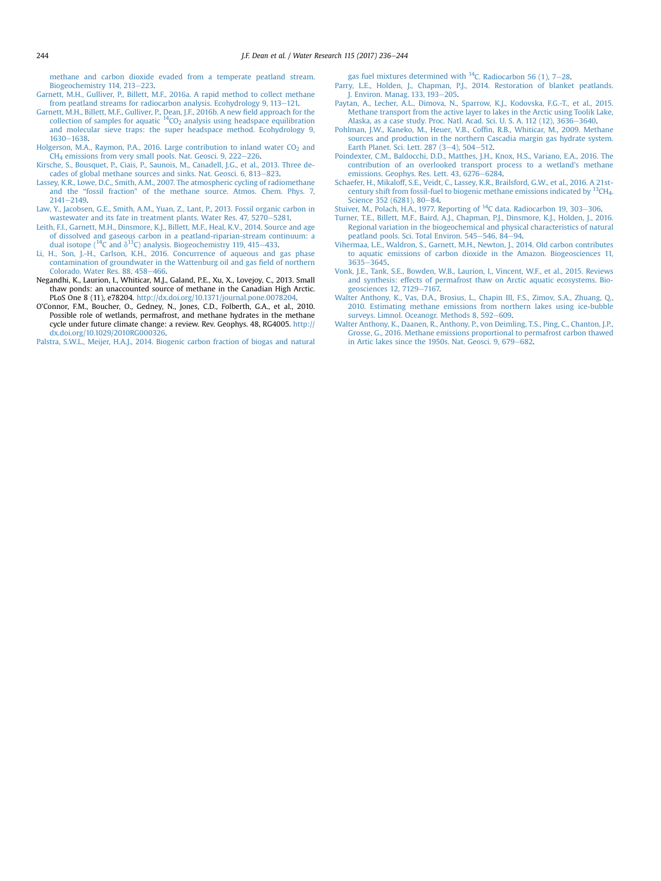methane and carbon dioxide evaded from a temperate peatland stream. Biogeochemistry 114, 213–223.

Garnett, M.H., Gulliver, P., Billett, M.F., 2016a. A rapid method to collect methane from peatland streams for radiocarbon analysis. Ecohydrology 9, 113–121.

Garnett, M.H., Billett, M.F., Gulliver, P., Dean, J.F., 2016b. A new field approach for the collection of samples for aquatic $^{14}CO_2$ analysis using headspace equilibration and molecular sieve traps: the super headspace method. Ecohydrology 9, 1630–1638.

Holgerson, M.A., Raymon, P.A., 2016. Large contribution to inland water $CO_2$ and $CH_4$ emissions from very small pools. Nat. Geosci. 9, 222–226.

Kirsche, S., Bousquet, P., Ciais, P., Saunois, M., Canadell, J.G., et al., 2013. Three decades of global methane sources and sinks. Nat. Geosci. 6, 813–823.

Lassey, K.R., Lowe, D.C., Smith, A.M., 2007. The atmospheric cycling of radiomethane and the "fossil fraction" of the methane source. Atmos. Chem. Phys. 7, 2141–2149.

Law, Y., Jacobsen, G.E., Smith, A.M., Yuan, Z., Lant, P., 2013. Fossil organic carbon in wastewater and its fate in treatment plants. Water Res. 47, 5270–5281.

Leith, F.I., Garnett, M.H., Dinsmore, K.J., Billett, M.F., Heal, K.V., 2014. Source and age of dissolved and gaseous carbon in a peatland-riparian-stream continuum: a dual isotope ($^{14}C$ and $\delta^{13}C$) analysis. Biogeochemistry 119, 415–433.

Li, H., Son, J.-H., Carlson, K.H., 2016. Concurrence of aqueous and gas phase contamination of groundwater in the Wattenburg oil and gas field of northern Colorado. Water Res. 88, 458–466.

Negandhi, K., Laurion, I., Whiticar, M.J., Galand, P.E., Xu, X., Lovejoy, C., 2013. Small thaw ponds: an unaccounted source of methane in the Canadian High Arctic. PLoS One 8 (11), e78204. http://dx.doi.org/10.1371/journal.pone.0078204.

O'Connor, F.M., Boucher, O., Gedney, N., Jones, C.D., Folberth, G.A., et al., 2010. Possible role of wetlands, permafrost, and methane hydrates in the methane cycle under future climate change: a review. Rev. Geophys. 48, RG4005. http://dx.doi.org/10.1029/2010RG000326.

Palstra, S.W.L., Meijer, H.A.J., 2014. Biogenic carbon fraction of biogas and natural gas fuel mixtures determined with $^{14}C$. Radiocarbon 56 (1), 7–28.

Parry, L.E., Holden, J., Chapman, P.J., 2014. Restoration of blanket peatlands. J. Environ. Manag. 133, 193–205.

Paytan, A., Lecher, A.L., Dimova, N., Sparrow, K.J., Kodovska, F.G.-T., et al., 2015. Methane transport from the active layer to lakes in the Arctic using Toolik Lake, Alaska, as a case study. Proc. Natl. Acad. Sci. U. S. A. 112 (12), 3636–3640.

Pohlman, J.W., Kaneko, M., Heuer, V.B., Coffin, R.B., Whiticar, M., 2009. Methane sources and production in the northern Cascadia margin gas hydrate system. Earth Planet. Sci. Lett. 287 (3–4), 504–512.

Poindexter, C.M., Baldocchi, D.D., Matthes, J.H., Knox, H.S., Variano, E.A., 2016. The contribution of an overlooked transport process to a wetland's methane emissions. Geophys. Res. Lett. 43, 6276–6284.

Schaefer, H., Mikaloff, S.E., Veidt, C., Lassey, K.R., Brailsford, G.W., et al., 2016. A 21st-century shift from fossil-fuel to biogenic methane emissions indicated by $^{13}CH_4$. Science 352 (6281), 80–84.

Stuiver, M., Polach, H.A., 1977. Reporting of $^{14}C$ data. Radiocarbon 19, 303–306.

Turner, T.E., Billett, M.F., Baird, A.J., Chapman, P.J., Dinsmore, K.J., Holden, J., 2016. Regional variation in the biogeochemical and physical characteristics of natural peatland pools. Sci. Total Environ. 545–546, 84–94.

Vihermaa, L.E., Waldron, S., Garnett, M.H., Newton, J., 2014. Old carbon contributes to aquatic emissions of carbon dioxide in the Amazon. Biogeosciences 11, 3635–3645.

Vonk, J.E., Tank, S.E., Bowden, W.B., Laurion, I., Vincent, W.F., et al., 2015. Reviews and synthesis: effects of permafrost thaw on Arctic aquatic ecosystems. Biogeosciences 12, 7129–7167.

Walter Anthony, K., Vas, D.A., Brosius, L., Chapin III, F.S., Zimov, S.A., Zhuang, Q., 2010. Estimating methane emissions from northern lakes using ice-bubble surveys. Limnol. Oceanogr. Methods 8, 592–609.

Walter Anthony, K., Daanen, R., Anthony, P., von Deimling, T.S., Ping, C., Chanton, J.P., Grosse, G., 2016. Methane emissions proportional to permafrost carbon thawed in Artic lakes since the 1950s. Nat. Geosci. 9, 679–682.